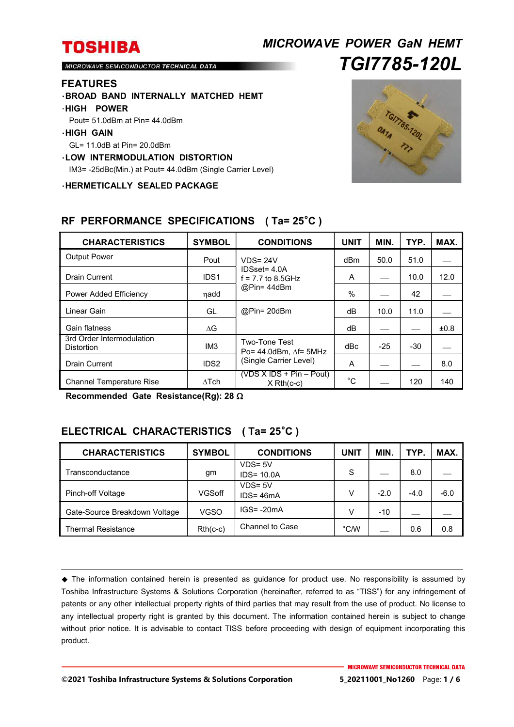**TOSHIBA**

MICROWAVE SEMICONDUCTOR TECHNICAL DATA

# MICROWAVE POWER GaN HEMT
# TGI7785-120L

## FEATURES

- **BROAD BAND INTERNALLY MATCHED HEMT**
- **HIGH POWER**
  Pout= 51.0dBm at Pin= 44.0dBm
- **HIGH GAIN**
  GL= 11.0dB at Pin= 20.0dBm
- **LOW INTERMODULATION DISTORTION**
  IM3= -25dBc(Min.) at Pout= 44.0dBm (Single Carrier Level)
- **HERMETICALLY SEALED PACKAGE**

## RF PERFORMANCE SPECIFICATIONS ( Ta= 25˚C )

| CHARACTERISTICS | SYMBOL | CONDITIONS | UNIT | MIN. | TYP. | MAX. |
|---|---|---|---|---|---|---|
| Output Power | Pout | VDS= 24V IDSset= 4.0A f = 7.7 to 8.5GHz @Pin= 44dBm | dBm | 50.0 | 51.0 | — |
| Drain Current | IDS1 | | A | — | 10.0 | 12.0 |
| Power Added Efficiency | ηadd | | % | — | 42 | — |
| Linear Gain | GL | @Pin= 20dBm | dB | 10.0 | 11.0 | — |
| Gain flatness | ΔG | | dB | — | — | ±0.8 |
| 3rd Order Intermodulation Distortion | IM3 | Two-Tone Test Po= 44.0dBm, Δf= 5MHz (Single Carrier Level) | dBc | -25 | -30 | — |
| Drain Current | IDS2 | | A | — | — | 8.0 |
| Channel Temperature Rise | ΔTch | (VDS X IDS + Pin – Pout) X Rth(c-c) | ˚C | — | 120 | 140 |

**Recommended Gate Resistance(Rg): 28 Ω**

## ELECTRICAL CHARACTERISTICS ( Ta= 25˚C )

| CHARACTERISTICS | SYMBOL | CONDITIONS | UNIT | MIN. | TYP. | MAX. |
|---|---|---|---|---|---|---|
| Transconductance | gm | VDS= 5V IDS= 10.0A | S | — | 8.0 | — |
| Pinch-off Voltage | VGSoff | VDS= 5V IDS= 46mA | V | -2.0 | -4.0 | -6.0 |
| Gate-Source Breakdown Voltage | VGSO | IGS= -20mA | V | -10 | — | — |
| Thermal Resistance | Rth(c-c) | Channel to Case | °C/W | — | 0.6 | 0.8 |

◆ The information contained herein is presented as guidance for product use. No responsibility is assumed by Toshiba Infrastructure Systems & Solutions Corporation (hereinafter, referred to as "TISS") for any infringement of patents or any other intellectual property rights of third parties that may result from the use of product. No license to any intellectual property right is granted by this document. The information contained herein is subject to change without prior notice. It is advisable to contact TISS before proceeding with design of equipment incorporating this product.

©2021 Toshiba Infrastructure Systems & Solutions Corporation 5_20211001_No1260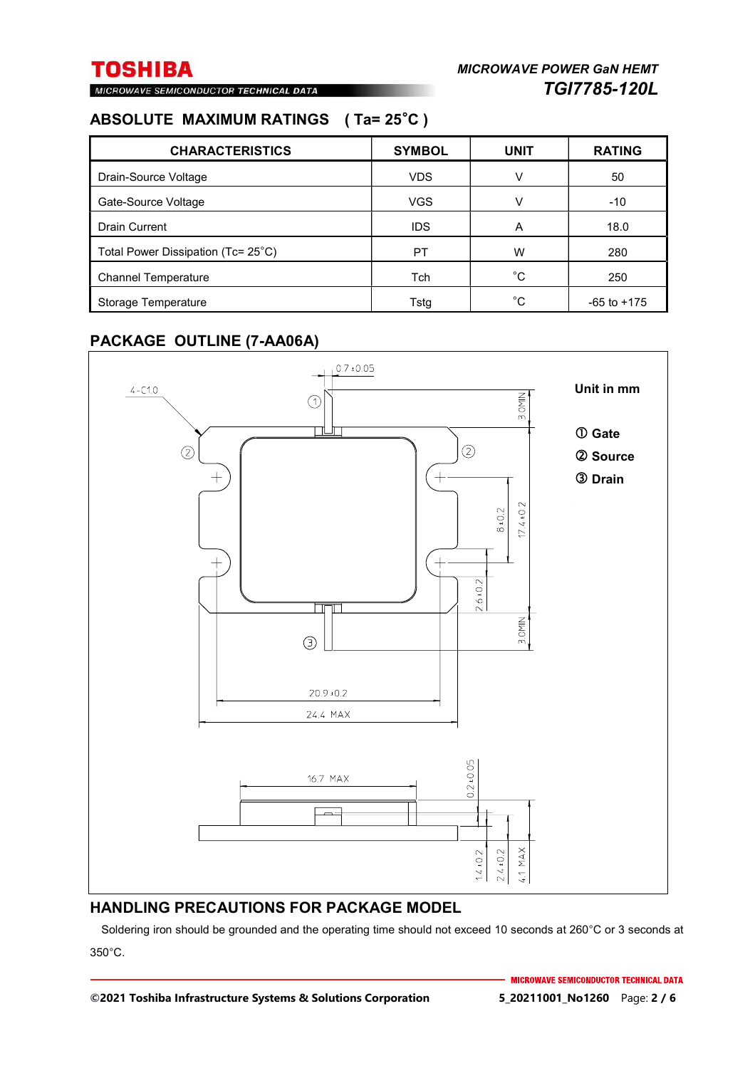## ABSOLUTE MAXIMUM RATINGS ( Ta= 25˚C )

| CHARACTERISTICS | SYMBOL | UNIT | RATING |
|---|---|---|---|
| Drain-Source Voltage | VDS | V | 50 |
| Gate-Source Voltage | VGS | V | -10 |
| Drain Current | IDS | A | 18.0 |
| Total Power Dissipation (Tc= 25˚C) | PT | W | 280 |
| Channel Temperature | Tch | ˚C | 250 |
| Storage Temperature | Tstg | ˚C | -65 to +175 |

## PACKAGE OUTLINE (7-AA06A)

Unit in mm

① Gate
② Source
③ Drain

4-C1.0
0.7±0.05
3.0MIN
8±0.2
17.4±0.2
2.6±0.2
3.0MIN
20.9±0.2
24.4 MAX
16.7 MAX
0.2±0.05
1.4±0.2
2.4±0.2
4.1 MAX

## HANDLING PRECAUTIONS FOR PACKAGE MODEL

Soldering iron should be grounded and the operating time should not exceed 10 seconds at 260°C or 3 seconds at 350°C.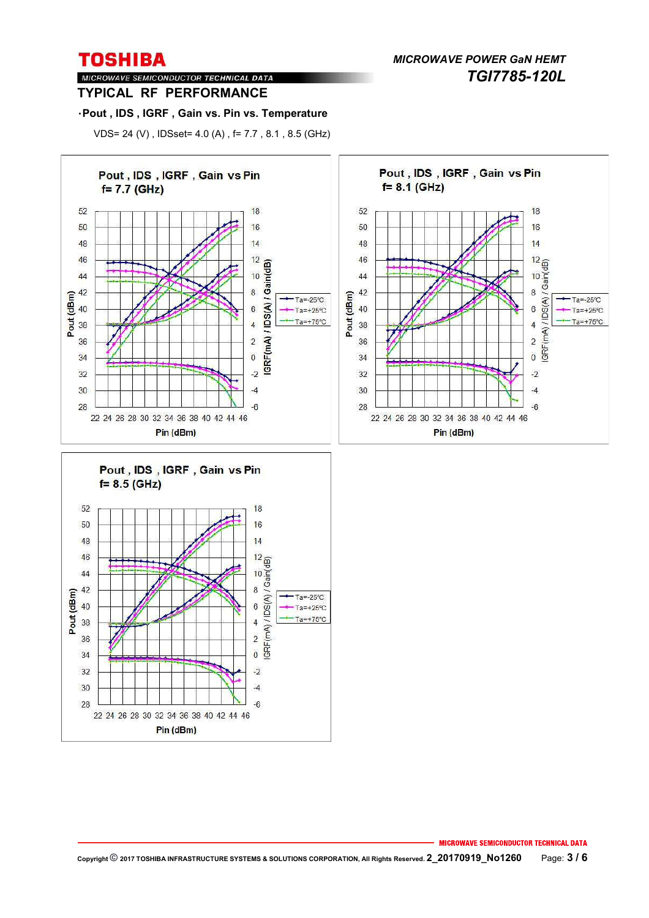## TYPICAL RF PERFORMANCE

**·Pout , IDS , IGRF , Gain vs. Pin vs. Temperature**

VDS= 24 (V) , IDSset= 4.0 (A) , f= 7.7 , 8.1 , 8.5 (GHz)

**Pout , IDS , IGRF , Gain vs Pin f= 7.7 (GHz)**

Pout (dBm): 28–52; IGRF(mA) / IDS(A) / Gain(dB): -6–18; Pin (dBm): 22–46

Legend: Ta=-25°C, Ta=+25°C, Ta=+75°C

**Pout , IDS , IGRF , Gain vs Pin f= 8.1 (GHz)**

Pout (dBm): 28–52; IGRF(mA) / IDS(A) / Gain(dB): -6–18; Pin (dBm): 22–46

Legend: Ta=-25°C, Ta=+25°C, Ta=+75°C

**Pout , IDS , IGRF , Gain vs Pin f= 8.5 (GHz)**

Pout (dBm): 28–52; IGRF(mA) / IDS(A) / Gain(dB): -6–18; Pin (dBm): 22–46

Legend: Ta=-25°C, Ta=+25°C, Ta=+75°C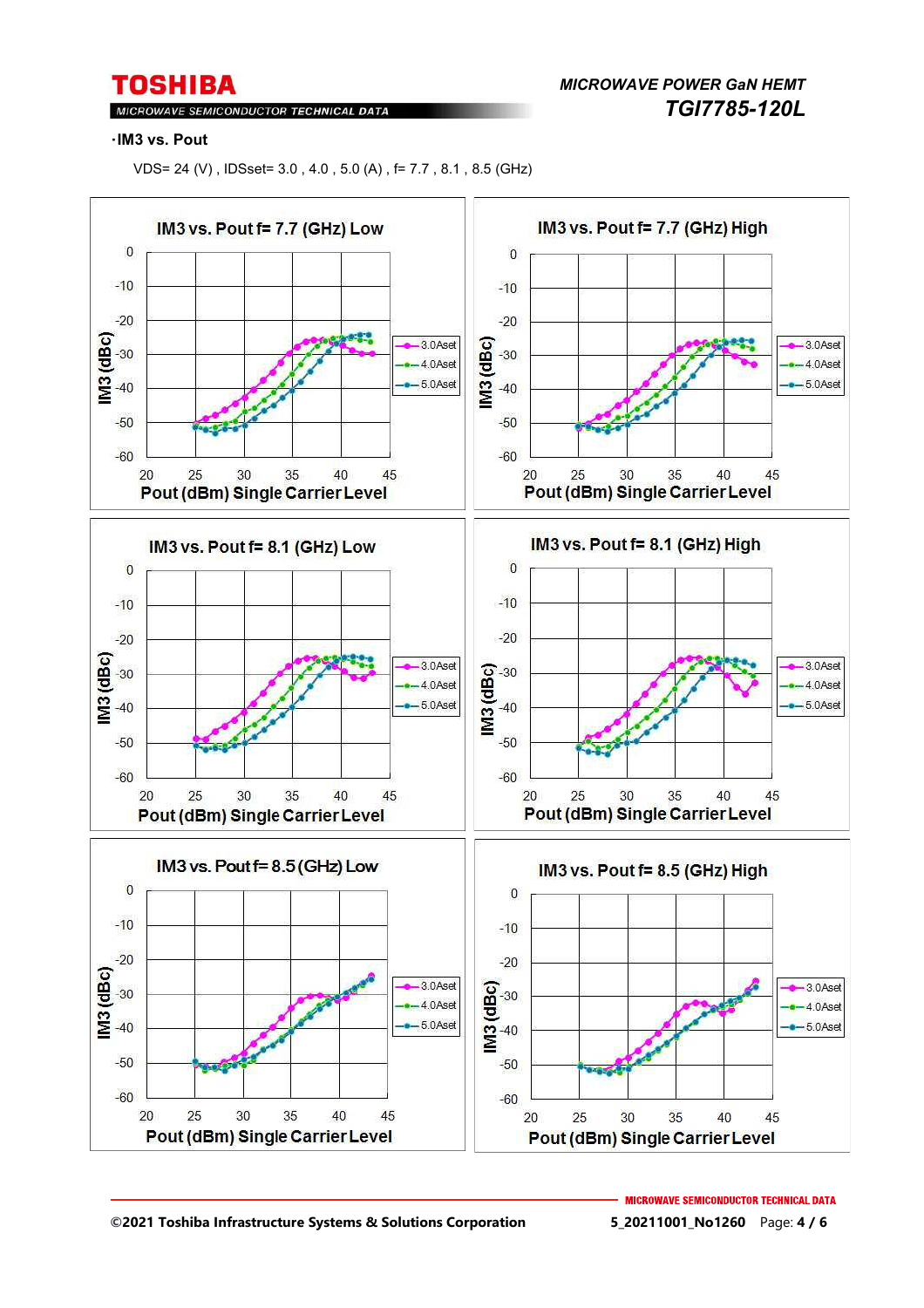·**IM3 vs. Pout**

VDS= 24 (V) , IDSset= 3.0 , 4.0 , 5.0 (A) , f= 7.7 , 8.1 , 8.5 (GHz)

**IM3 vs. Pout f= 7.7 (GHz) Low**

**IM3 vs. Pout f= 7.7 (GHz) High**

**IM3 vs. Pout f= 8.1 (GHz) Low**

**IM3 vs. Pout f= 8.1 (GHz) High**

**IM3 vs. Pout f= 8.5 (GHz) Low**

**IM3 vs. Pout f= 8.5 (GHz) High**

Y-axis: IM3 (dBc), 0 to -60. X-axis: Pout (dBm) Single Carrier Level, 20 to 45. Legend: 3.0Aset, 4.0Aset, 5.0Aset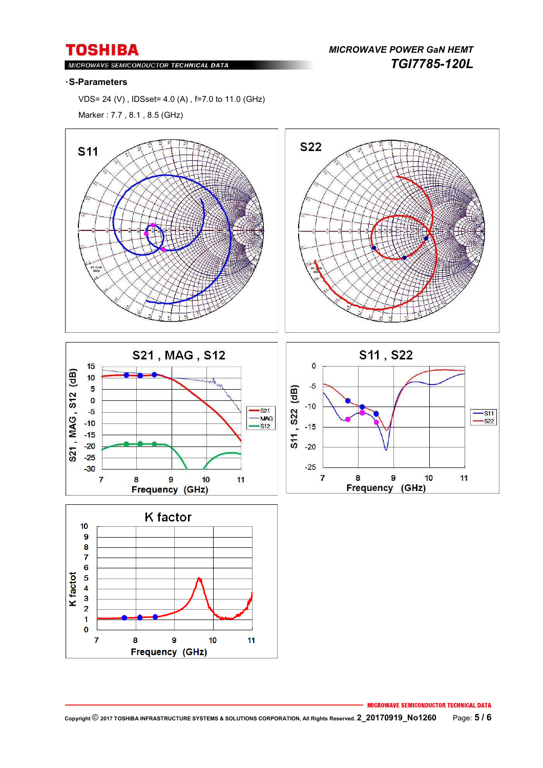·S-Parameters

VDS= 24 (V) , IDSset= 4.0 (A) , f=7.0 to 11.0 (GHz)

Marker : 7.7 , 8.1 , 8.5 (GHz)

S11

S22

S21 , MAG , S12

S11 , S22

K factor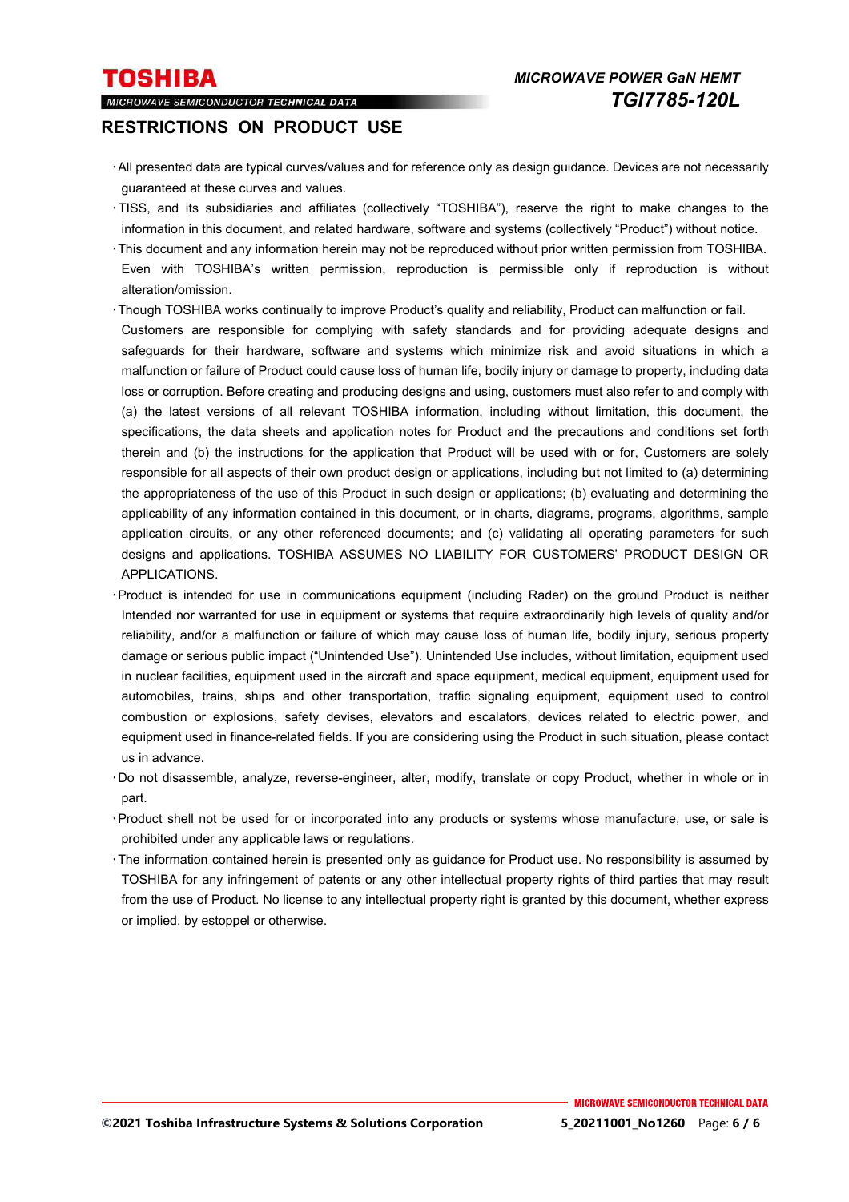## RESTRICTIONS ON PRODUCT USE

- All presented data are typical curves/values and for reference only as design guidance. Devices are not necessarily guaranteed at these curves and values.
- TISS, and its subsidiaries and affiliates (collectively "TOSHIBA"), reserve the right to make changes to the information in this document, and related hardware, software and systems (collectively "Product") without notice.
- This document and any information herein may not be reproduced without prior written permission from TOSHIBA. Even with TOSHIBA's written permission, reproduction is permissible only if reproduction is without alteration/omission.
- Though TOSHIBA works continually to improve Product's quality and reliability, Product can malfunction or fail. Customers are responsible for complying with safety standards and for providing adequate designs and safeguards for their hardware, software and systems which minimize risk and avoid situations in which a malfunction or failure of Product could cause loss of human life, bodily injury or damage to property, including data loss or corruption. Before creating and producing designs and using, customers must also refer to and comply with (a) the latest versions of all relevant TOSHIBA information, including without limitation, this document, the specifications, the data sheets and application notes for Product and the precautions and conditions set forth therein and (b) the instructions for the application that Product will be used with or for, Customers are solely responsible for all aspects of their own product design or applications, including but not limited to (a) determining the appropriateness of the use of this Product in such design or applications; (b) evaluating and determining the applicability of any information contained in this document, or in charts, diagrams, programs, algorithms, sample application circuits, or any other referenced documents; and (c) validating all operating parameters for such designs and applications. TOSHIBA ASSUMES NO LIABILITY FOR CUSTOMERS' PRODUCT DESIGN OR APPLICATIONS.
- Product is intended for use in communications equipment (including Rader) on the ground Product is neither Intended nor warranted for use in equipment or systems that require extraordinarily high levels of quality and/or reliability, and/or a malfunction or failure of which may cause loss of human life, bodily injury, serious property damage or serious public impact ("Unintended Use"). Unintended Use includes, without limitation, equipment used in nuclear facilities, equipment used in the aircraft and space equipment, medical equipment, equipment used for automobiles, trains, ships and other transportation, traffic signaling equipment, equipment used to control combustion or explosions, safety devises, elevators and escalators, devices related to electric power, and equipment used in finance-related fields. If you are considering using the Product in such situation, please contact us in advance.
- Do not disassemble, analyze, reverse-engineer, alter, modify, translate or copy Product, whether in whole or in part.
- Product shell not be used for or incorporated into any products or systems whose manufacture, use, or sale is prohibited under any applicable laws or regulations.
- The information contained herein is presented only as guidance for Product use. No responsibility is assumed by TOSHIBA for any infringement of patents or any other intellectual property rights of third parties that may result from the use of Product. No license to any intellectual property right is granted by this document, whether express or implied, by estoppel or otherwise.